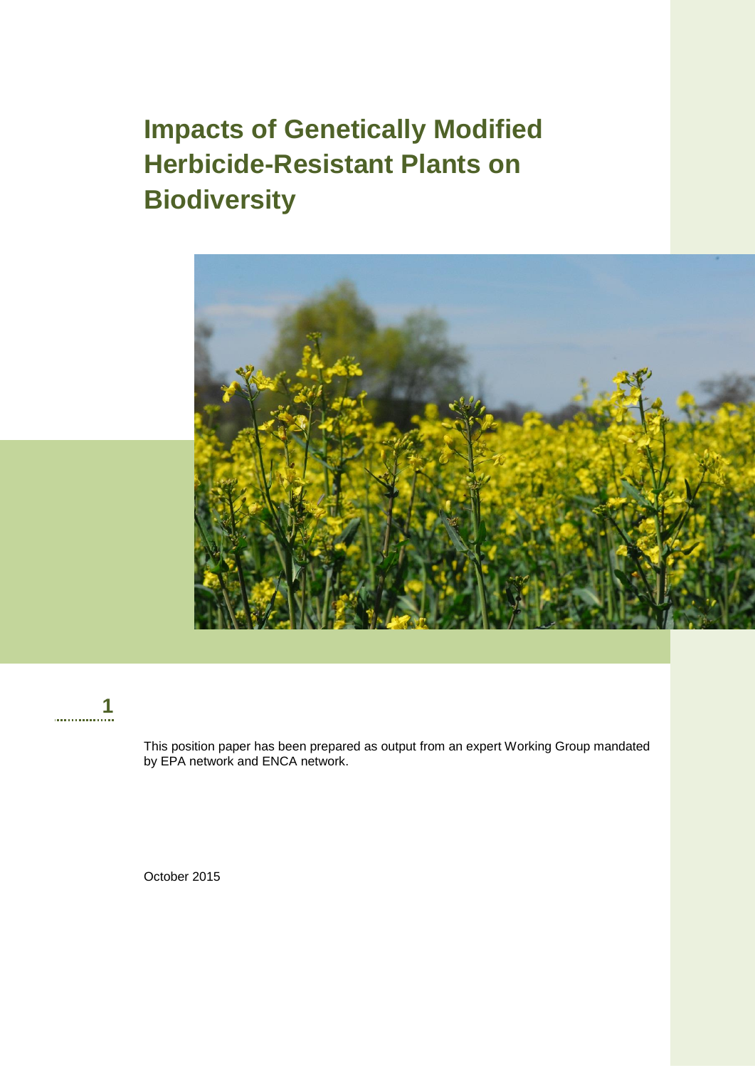# Impacts of Genetically Modified Herbicide-Resistant Plants on Biodiversity

This position paper has been prepared as output from an expert Working Group mandated by EPA network and ENCA network.

October 2015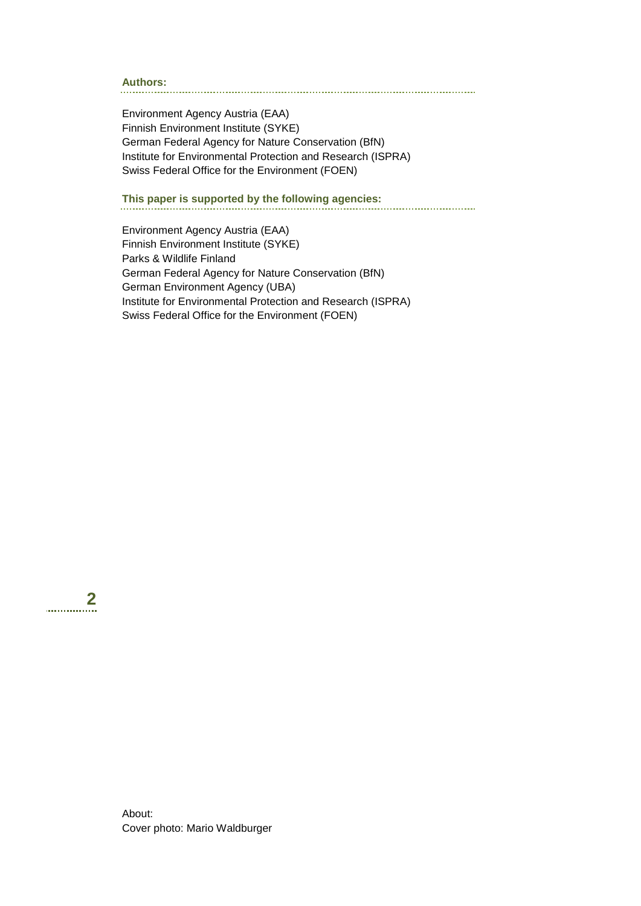**Authors:**

Environment Agency Austria (EAA)
Finnish Environment Institute (SYKE)
German Federal Agency for Nature Conservation (BfN)
Institute for Environmental Protection and Research (ISPRA)
Swiss Federal Office for the Environment (FOEN)

**This paper is supported by the following agencies:**

Environment Agency Austria (EAA)
Finnish Environment Institute (SYKE)
Parks & Wildlife Finland
German Federal Agency for Nature Conservation (BfN)
German Environment Agency (UBA)
Institute for Environmental Protection and Research (ISPRA)
Swiss Federal Office for the Environment (FOEN)

About:
Cover photo: Mario Waldburger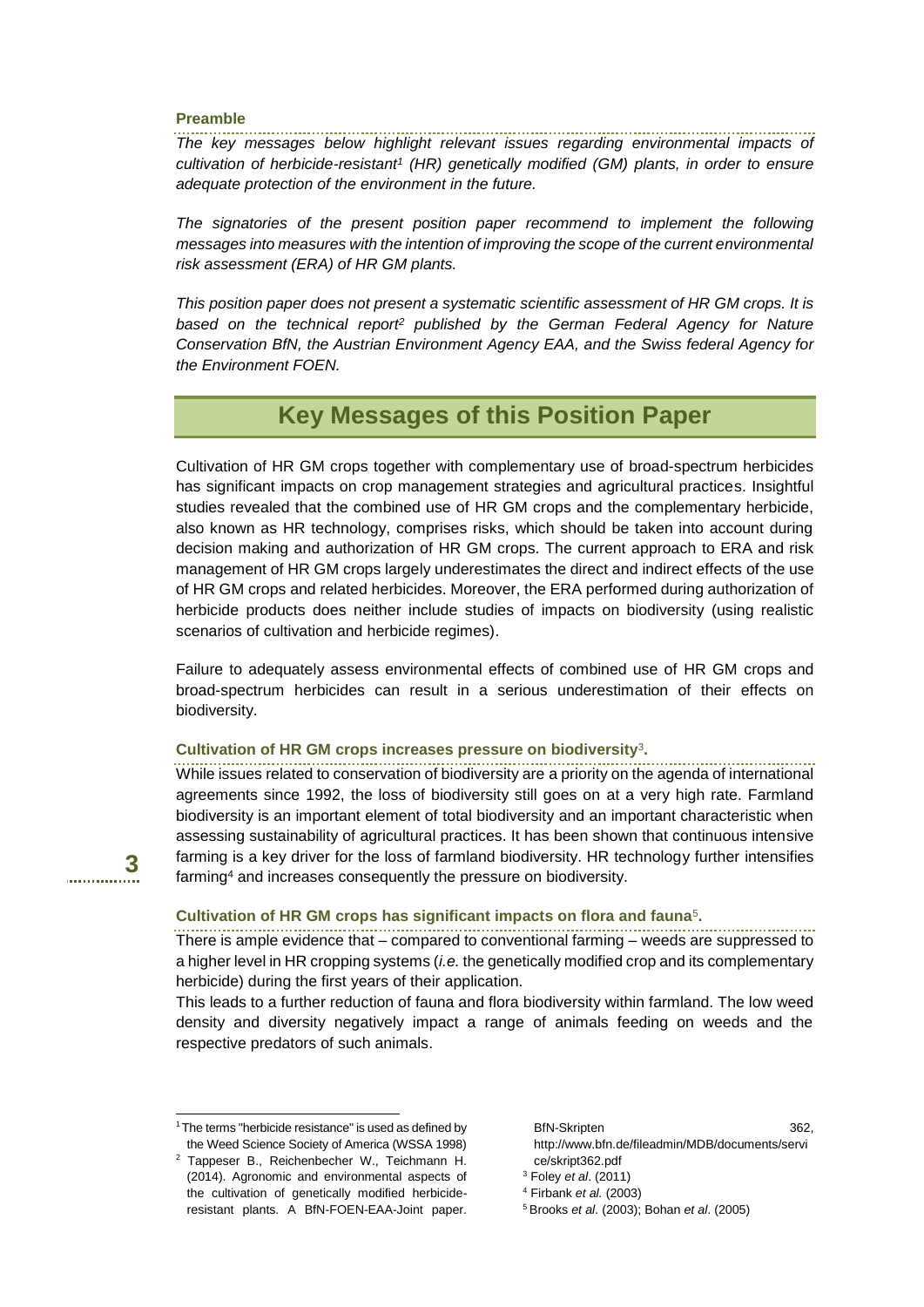**Preamble**

*The key messages below highlight relevant issues regarding environmental impacts of cultivation of herbicide-resistant[1] (HR) genetically modified (GM) plants, in order to ensure adequate protection of the environment in the future.*

*The signatories of the present position paper recommend to implement the following messages into measures with the intention of improving the scope of the current environmental risk assessment (ERA) of HR GM plants.*

*This position paper does not present a systematic scientific assessment of HR GM crops. It is based on the technical report[2] published by the German Federal Agency for Nature Conservation BfN, the Austrian Environment Agency EAA, and the Swiss federal Agency for the Environment FOEN.*

## Key Messages of this Position Paper

Cultivation of HR GM crops together with complementary use of broad-spectrum herbicides has significant impacts on crop management strategies and agricultural practices. Insightful studies revealed that the combined use of HR GM crops and the complementary herbicide, also known as HR technology, comprises risks, which should be taken into account during decision making and authorization of HR GM crops. The current approach to ERA and risk management of HR GM crops largely underestimates the direct and indirect effects of the use of HR GM crops and related herbicides. Moreover, the ERA performed during authorization of herbicide products does neither include studies of impacts on biodiversity (using realistic scenarios of cultivation and herbicide regimes).

Failure to adequately assess environmental effects of combined use of HR GM crops and broad-spectrum herbicides can result in a serious underestimation of their effects on biodiversity.

### Cultivation of HR GM crops increases pressure on biodiversity[3].

While issues related to conservation of biodiversity are a priority on the agenda of international agreements since 1992, the loss of biodiversity still goes on at a very high rate. Farmland biodiversity is an important element of total biodiversity and an important characteristic when assessing sustainability of agricultural practices. It has been shown that continuous intensive farming is a key driver for the loss of farmland biodiversity. HR technology further intensifies farming[4] and increases consequently the pressure on biodiversity.

### Cultivation of HR GM crops has significant impacts on flora and fauna[5].

There is ample evidence that – compared to conventional farming – weeds are suppressed to a higher level in HR cropping systems (*i.e.* the genetically modified crop and its complementary herbicide) during the first years of their application.

This leads to a further reduction of fauna and flora biodiversity within farmland. The low weed density and diversity negatively impact a range of animals feeding on weeds and the respective predators of such animals.

---

[1] The terms "herbicide resistance" is used as defined by the Weed Science Society of America (WSSA 1998)

[2] Tappeser B., Reichenbecher W., Teichmann H. (2014). Agronomic and environmental aspects of the cultivation of genetically modified herbicide-resistant plants. A BfN-FOEN-EAA-Joint paper. BfN-Skripten 362, http://www.bfn.de/fileadmin/MDB/documents/service/skript362.pdf

[3] Foley *et al*. (2011)

[4] Firbank *et al.* (2003)

[5] Brooks *et al*. (2003); Bohan *et al*. (2005)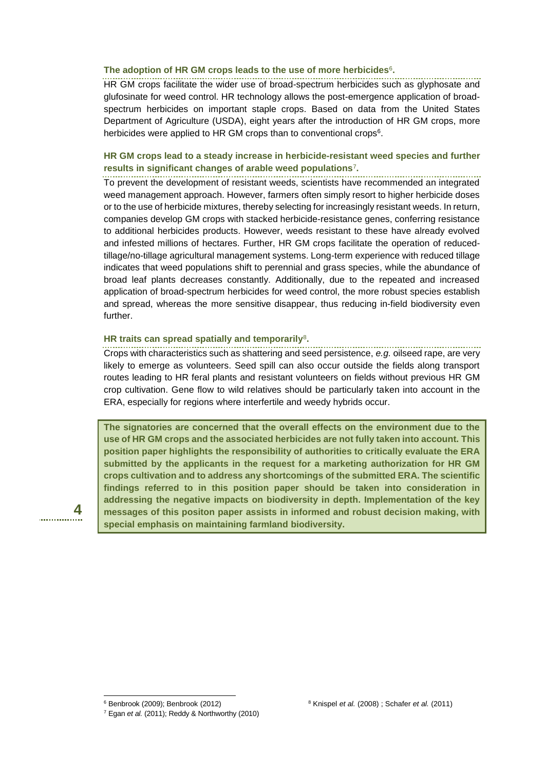**The adoption of HR GM crops leads to the use of more herbicides[6].**

HR GM crops facilitate the wider use of broad-spectrum herbicides such as glyphosate and glufosinate for weed control. HR technology allows the post-emergence application of broad-spectrum herbicides on important staple crops. Based on data from the United States Department of Agriculture (USDA), eight years after the introduction of HR GM crops, more herbicides were applied to HR GM crops than to conventional crops[6].

**HR GM crops lead to a steady increase in herbicide-resistant weed species and further results in significant changes of arable weed populations[7].**

To prevent the development of resistant weeds, scientists have recommended an integrated weed management approach. However, farmers often simply resort to higher herbicide doses or to the use of herbicide mixtures, thereby selecting for increasingly resistant weeds. In return, companies develop GM crops with stacked herbicide-resistance genes, conferring resistance to additional herbicides products. However, weeds resistant to these have already evolved and infested millions of hectares. Further, HR GM crops facilitate the operation of reduced-tillage/no-tillage agricultural management systems. Long-term experience with reduced tillage indicates that weed populations shift to perennial and grass species, while the abundance of broad leaf plants decreases constantly. Additionally, due to the repeated and increased application of broad-spectrum herbicides for weed control, the more robust species establish and spread, whereas the more sensitive disappear, thus reducing in-field biodiversity even further.

**HR traits can spread spatially and temporarily[8].**

Crops with characteristics such as shattering and seed persistence, *e.g.* oilseed rape, are very likely to emerge as volunteers. Seed spill can also occur outside the fields along transport routes leading to HR feral plants and resistant volunteers on fields without previous HR GM crop cultivation. Gene flow to wild relatives should be particularly taken into account in the ERA, especially for regions where interfertile and weedy hybrids occur.

**The signatories are concerned that the overall effects on the environment due to the use of HR GM crops and the associated herbicides are not fully taken into account. This position paper highlights the responsibility of authorities to critically evaluate the ERA submitted by the applicants in the request for a marketing authorization for HR GM crops cultivation and to address any shortcomings of the submitted ERA. The scientific findings referred to in this position paper should be taken into consideration in addressing the negative impacts on biodiversity in depth. Implementation of the key messages of this positon paper assists in informed and robust decision making, with special emphasis on maintaining farmland biodiversity.**

---

[6] Benbrook (2009); Benbrook (2012)

[7] Egan *et al.* (2011); Reddy & Northworthy (2010)

[8] Knispel *et al.* (2008) ; Schafer *et al.* (2011)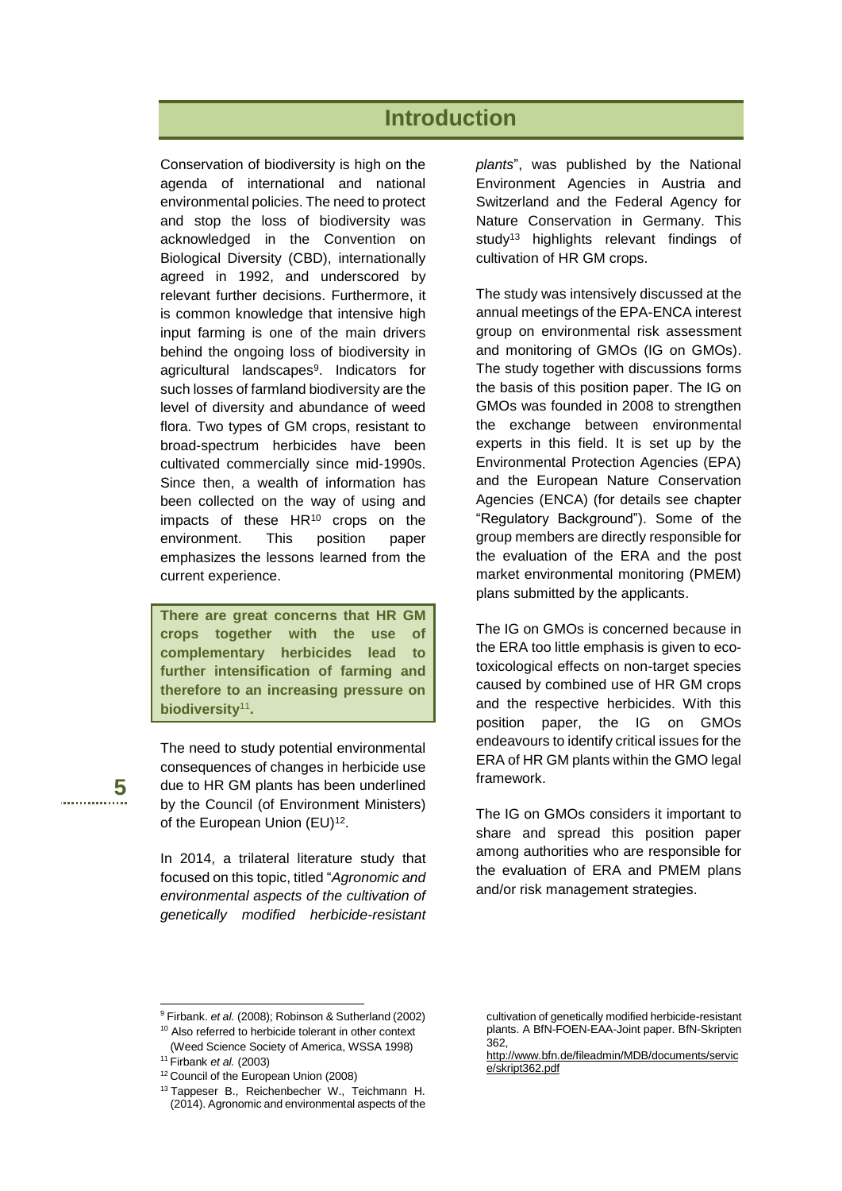# Introduction

Conservation of biodiversity is high on the agenda of international and national environmental policies. The need to protect and stop the loss of biodiversity was acknowledged in the Convention on Biological Diversity (CBD), internationally agreed in 1992, and underscored by relevant further decisions. Furthermore, it is common knowledge that intensive high input farming is one of the main drivers behind the ongoing loss of biodiversity in agricultural landscapes[9]. Indicators for such losses of farmland biodiversity are the level of diversity and abundance of weed flora. Two types of GM crops, resistant to broad-spectrum herbicides have been cultivated commercially since mid-1990s. Since then, a wealth of information has been collected on the way of using and impacts of these HR[10] crops on the environment. This position paper emphasizes the lessons learned from the current experience.

**There are great concerns that HR GM crops together with the use of complementary herbicides lead to further intensification of farming and therefore to an increasing pressure on biodiversity[11].**

The need to study potential environmental consequences of changes in herbicide use due to HR GM plants has been underlined by the Council (of Environment Ministers) of the European Union (EU)[12].

In 2014, a trilateral literature study that focused on this topic, titled "*Agronomic and environmental aspects of the cultivation of genetically modified herbicide-resistant plants*", was published by the National Environment Agencies in Austria and Switzerland and the Federal Agency for Nature Conservation in Germany. This study[13] highlights relevant findings of cultivation of HR GM crops.

The study was intensively discussed at the annual meetings of the EPA-ENCA interest group on environmental risk assessment and monitoring of GMOs (IG on GMOs). The study together with discussions forms the basis of this position paper. The IG on GMOs was founded in 2008 to strengthen the exchange between environmental experts in this field. It is set up by the Environmental Protection Agencies (EPA) and the European Nature Conservation Agencies (ENCA) (for details see chapter "Regulatory Background"). Some of the group members are directly responsible for the evaluation of the ERA and the post market environmental monitoring (PMEM) plans submitted by the applicants.

The IG on GMOs is concerned because in the ERA too little emphasis is given to eco-toxicological effects on non-target species caused by combined use of HR GM crops and the respective herbicides. With this position paper, the IG on GMOs endeavours to identify critical issues for the ERA of HR GM plants within the GMO legal framework.

The IG on GMOs considers it important to share and spread this position paper among authorities who are responsible for the evaluation of ERA and PMEM plans and/or risk management strategies.

---

[9] Firbank. *et al.* (2008); Robinson & Sutherland (2002)

[10] Also referred to herbicide tolerant in other context (Weed Science Society of America, WSSA 1998)

[11] Firbank *et al.* (2003)

[12] Council of the European Union (2008)

[13] Tappeser B., Reichenbecher W., Teichmann H. (2014). Agronomic and environmental aspects of the cultivation of genetically modified herbicide-resistant plants. A BfN-FOEN-EAA-Joint paper. BfN-Skripten 362, http://www.bfn.de/fileadmin/MDB/documents/service/skript362.pdf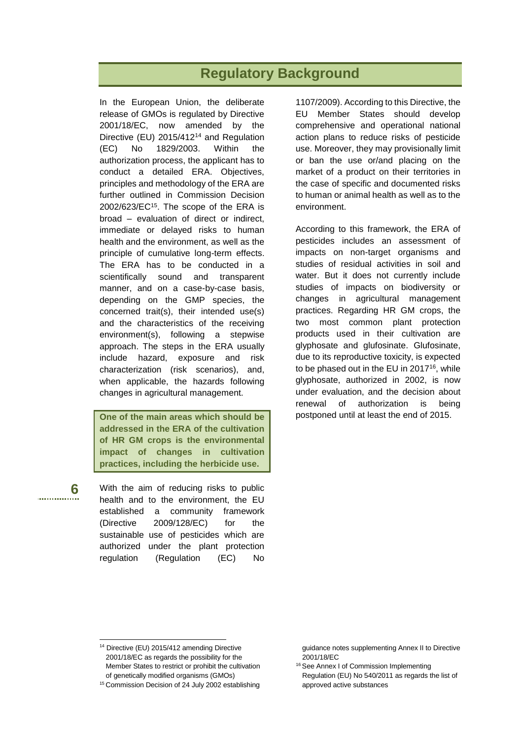## Regulatory Background

In the European Union, the deliberate release of GMOs is regulated by Directive 2001/18/EC, now amended by the Directive (EU) 2015/412[14] and Regulation (EC) No 1829/2003. Within the authorization process, the applicant has to conduct a detailed ERA. Objectives, principles and methodology of the ERA are further outlined in Commission Decision 2002/623/EC[15]. The scope of the ERA is broad – evaluation of direct or indirect, immediate or delayed risks to human health and the environment, as well as the principle of cumulative long-term effects. The ERA has to be conducted in a scientifically sound and transparent manner, and on a case-by-case basis, depending on the GMP species, the concerned trait(s), their intended use(s) and the characteristics of the receiving environment(s), following a stepwise approach. The steps in the ERA usually include hazard, exposure and risk characterization (risk scenarios), and, when applicable, the hazards following changes in agricultural management.

**One of the main areas which should be addressed in the ERA of the cultivation of HR GM crops is the environmental impact of changes in cultivation practices, including the herbicide use.**

With the aim of reducing risks to public health and to the environment, the EU established a community framework (Directive 2009/128/EC) for the sustainable use of pesticides which are authorized under the plant protection regulation (Regulation (EC) No 1107/2009). According to this Directive, the EU Member States should develop comprehensive and operational national action plans to reduce risks of pesticide use. Moreover, they may provisionally limit or ban the use or/and placing on the market of a product on their territories in the case of specific and documented risks to human or animal health as well as to the environment.

According to this framework, the ERA of pesticides includes an assessment of impacts on non-target organisms and studies of residual activities in soil and water. But it does not currently include studies of impacts on biodiversity or changes in agricultural management practices. Regarding HR GM crops, the two most common plant protection products used in their cultivation are glyphosate and glufosinate. Glufosinate, due to its reproductive toxicity, is expected to be phased out in the EU in 2017[16], while glyphosate, authorized in 2002, is now under evaluation, and the decision about renewal of authorization is being postponed until at least the end of 2015.

---

[14] Directive (EU) 2015/412 amending Directive 2001/18/EC as regards the possibility for the Member States to restrict or prohibit the cultivation of genetically modified organisms (GMOs)

[15] Commission Decision of 24 July 2002 establishing guidance notes supplementing Annex II to Directive 2001/18/EC

[16] See Annex I of Commission Implementing Regulation (EU) No 540/2011 as regards the list of approved active substances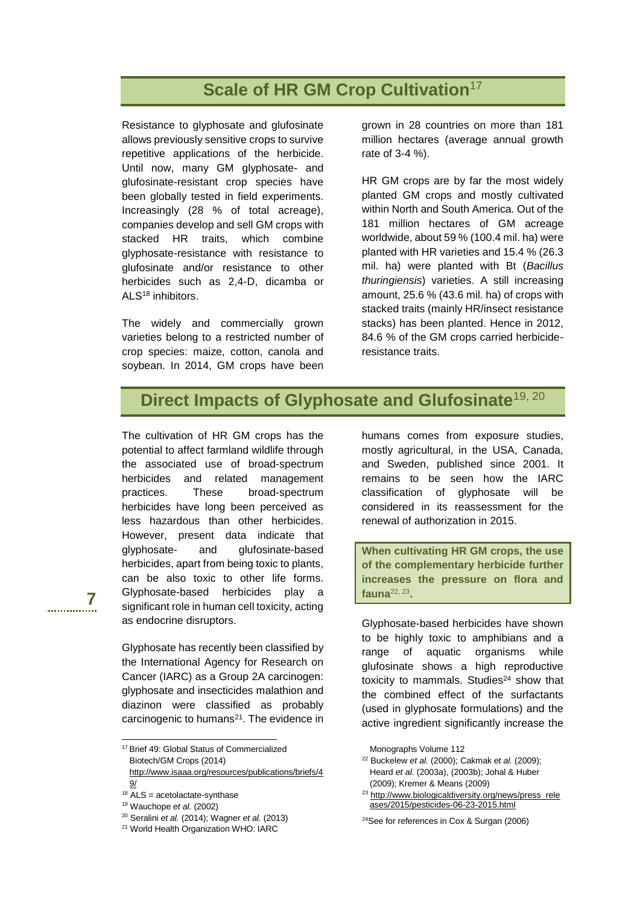## Scale of HR GM Crop Cultivation[17]

Resistance to glyphosate and glufosinate allows previously sensitive crops to survive repetitive applications of the herbicide. Until now, many GM glyphosate- and glufosinate-resistant crop species have been globally tested in field experiments. Increasingly (28 % of total acreage), companies develop and sell GM crops with stacked HR traits, which combine glyphosate-resistance with resistance to glufosinate and/or resistance to other herbicides such as 2,4-D, dicamba or ALS[18] inhibitors.

The widely and commercially grown varieties belong to a restricted number of crop species: maize, cotton, canola and soybean. In 2014, GM crops have been grown in 28 countries on more than 181 million hectares (average annual growth rate of 3-4 %).

HR GM crops are by far the most widely planted GM crops and mostly cultivated within North and South America. Out of the 181 million hectares of GM acreage worldwide, about 59 % (100.4 mil. ha) were planted with HR varieties and 15.4 % (26.3 mil. ha) were planted with Bt (*Bacillus thuringiensis*) varieties. A still increasing amount, 25.6 % (43.6 mil. ha) of crops with stacked traits (mainly HR/insect resistance stacks) has been planted. Hence in 2012, 84.6 % of the GM crops carried herbicide-resistance traits.

## Direct Impacts of Glyphosate and Glufosinate[19, 20]

The cultivation of HR GM crops has the potential to affect farmland wildlife through the associated use of broad-spectrum herbicides and related management practices. These broad-spectrum herbicides have long been perceived as less hazardous than other herbicides. However, present data indicate that glyphosate- and glufosinate-based herbicides, apart from being toxic to plants, can be also toxic to other life forms. Glyphosate-based herbicides play a significant role in human cell toxicity, acting as endocrine disruptors.

Glyphosate has recently been classified by the International Agency for Research on Cancer (IARC) as a Group 2A carcinogen: glyphosate and insecticides malathion and diazinon were classified as probably carcinogenic to humans[21]. The evidence in humans comes from exposure studies, mostly agricultural, in the USA, Canada, and Sweden, published since 2001. It remains to be seen how the IARC classification of glyphosate will be considered in its reassessment for the renewal of authorization in 2015.

**When cultivating HR GM crops, the use of the complementary herbicide further increases the pressure on flora and fauna[22, 23].**

Glyphosate-based herbicides have shown to be highly toxic to amphibians and a range of aquatic organisms while glufosinate shows a high reproductive toxicity to mammals. Studies[24] show that the combined effect of the surfactants (used in glyphosate formulations) and the active ingredient significantly increase the

---

[17] Brief 49: Global Status of Commercialized Biotech/GM Crops (2014) http://www.isaaa.org/resources/publications/briefs/49/

[18] ALS = acetolactate-synthase

[19] Wauchope *et al.* (2002)

[20] Seralini *et al.* (2014); Wagner *et al.* (2013)

[21] World Health Organization WHO: IARC Monographs Volume 112

[22] Buckelew *et al.* (2000); Cakmak *et al.* (2009); Heard *et al.* (2003a), (2003b); Johal & Huber (2009); Kremer & Means (2009)

[23] http://www.biologicaldiversity.org/news/press_releases/2015/pesticides-06-23-2015.html

[24] See for references in Cox & Surgan (2006)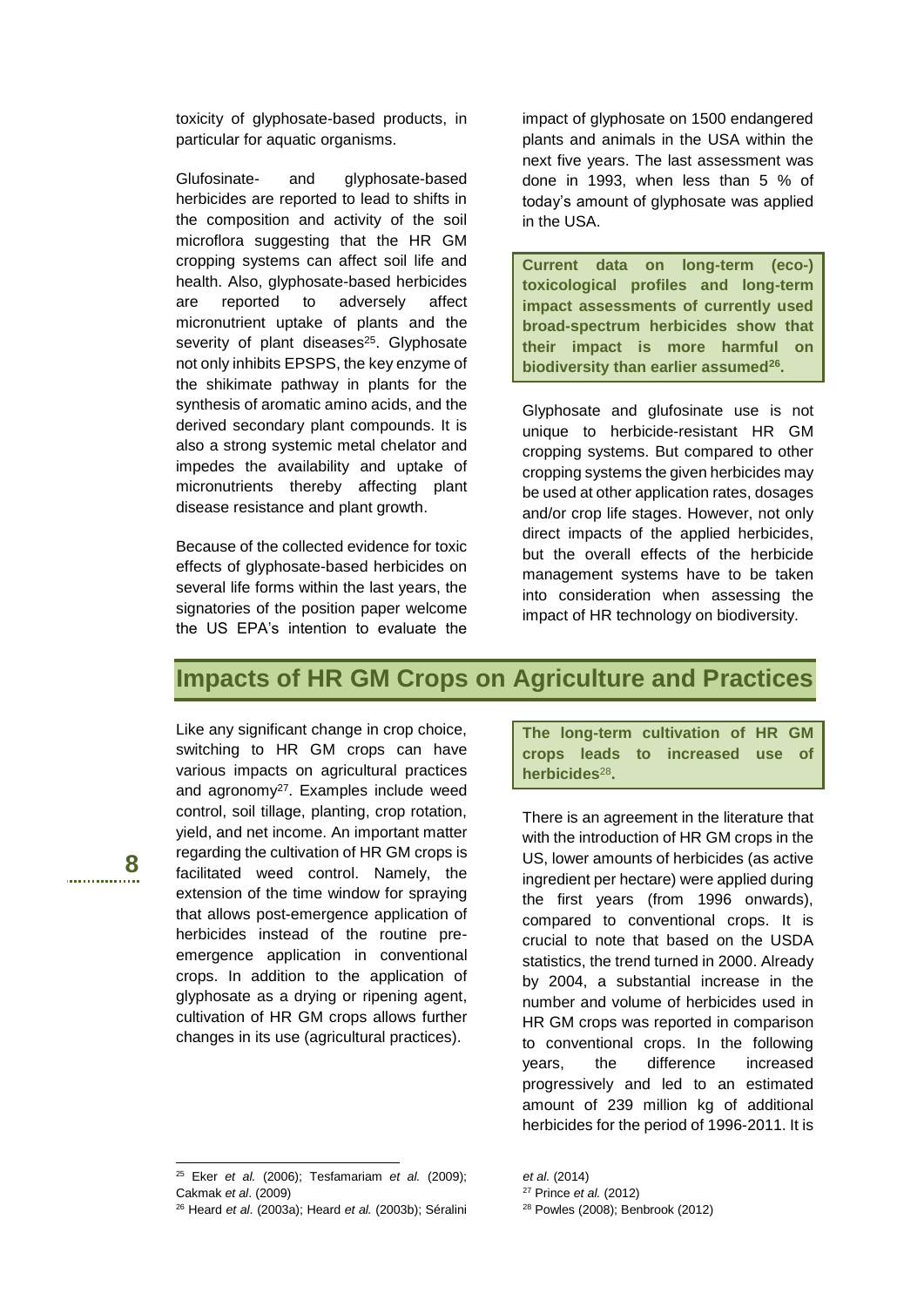toxicity of glyphosate-based products, in particular for aquatic organisms.

Glufosinate- and glyphosate-based herbicides are reported to lead to shifts in the composition and activity of the soil microflora suggesting that the HR GM cropping systems can affect soil life and health. Also, glyphosate-based herbicides are reported to adversely affect micronutrient uptake of plants and the severity of plant diseases[25]. Glyphosate not only inhibits EPSPS, the key enzyme of the shikimate pathway in plants for the synthesis of aromatic amino acids, and the derived secondary plant compounds. It is also a strong systemic metal chelator and impedes the availability and uptake of micronutrients thereby affecting plant disease resistance and plant growth.

Because of the collected evidence for toxic effects of glyphosate-based herbicides on several life forms within the last years, the signatories of the position paper welcome the US EPA's intention to evaluate the impact of glyphosate on 1500 endangered plants and animals in the USA within the next five years. The last assessment was done in 1993, when less than 5 % of today's amount of glyphosate was applied in the USA.

**Current data on long-term (eco-) toxicological profiles and long-term impact assessments of currently used broad-spectrum herbicides show that their impact is more harmful on biodiversity than earlier assumed[26].**

Glyphosate and glufosinate use is not unique to herbicide-resistant HR GM cropping systems. But compared to other cropping systems the given herbicides may be used at other application rates, dosages and/or crop life stages. However, not only direct impacts of the applied herbicides, but the overall effects of the herbicide management systems have to be taken into consideration when assessing the impact of HR technology on biodiversity.

## Impacts of HR GM Crops on Agriculture and Practices

Like any significant change in crop choice, switching to HR GM crops can have various impacts on agricultural practices and agronomy[27]. Examples include weed control, soil tillage, planting, crop rotation, yield, and net income. An important matter regarding the cultivation of HR GM crops is facilitated weed control. Namely, the extension of the time window for spraying that allows post-emergence application of herbicides instead of the routine pre-emergence application in conventional crops. In addition to the application of glyphosate as a drying or ripening agent, cultivation of HR GM crops allows further changes in its use (agricultural practices).

**The long-term cultivation of HR GM crops leads to increased use of herbicides[28].**

There is an agreement in the literature that with the introduction of HR GM crops in the US, lower amounts of herbicides (as active ingredient per hectare) were applied during the first years (from 1996 onwards), compared to conventional crops. It is crucial to note that based on the USDA statistics, the trend turned in 2000. Already by 2004, a substantial increase in the number and volume of herbicides used in HR GM crops was reported in comparison to conventional crops. In the following years, the difference increased progressively and led to an estimated amount of 239 million kg of additional herbicides for the period of 1996-2011. It is

---

[25] Eker *et al.* (2006); Tesfamariam *et al.* (2009); Cakmak *et al*. (2009)

[26] Heard *et al*. (2003a); Heard *et al.* (2003b); Séralini *et al.* (2014)

[27] Prince *et al.* (2012)

[28] Powles (2008); Benbrook (2012)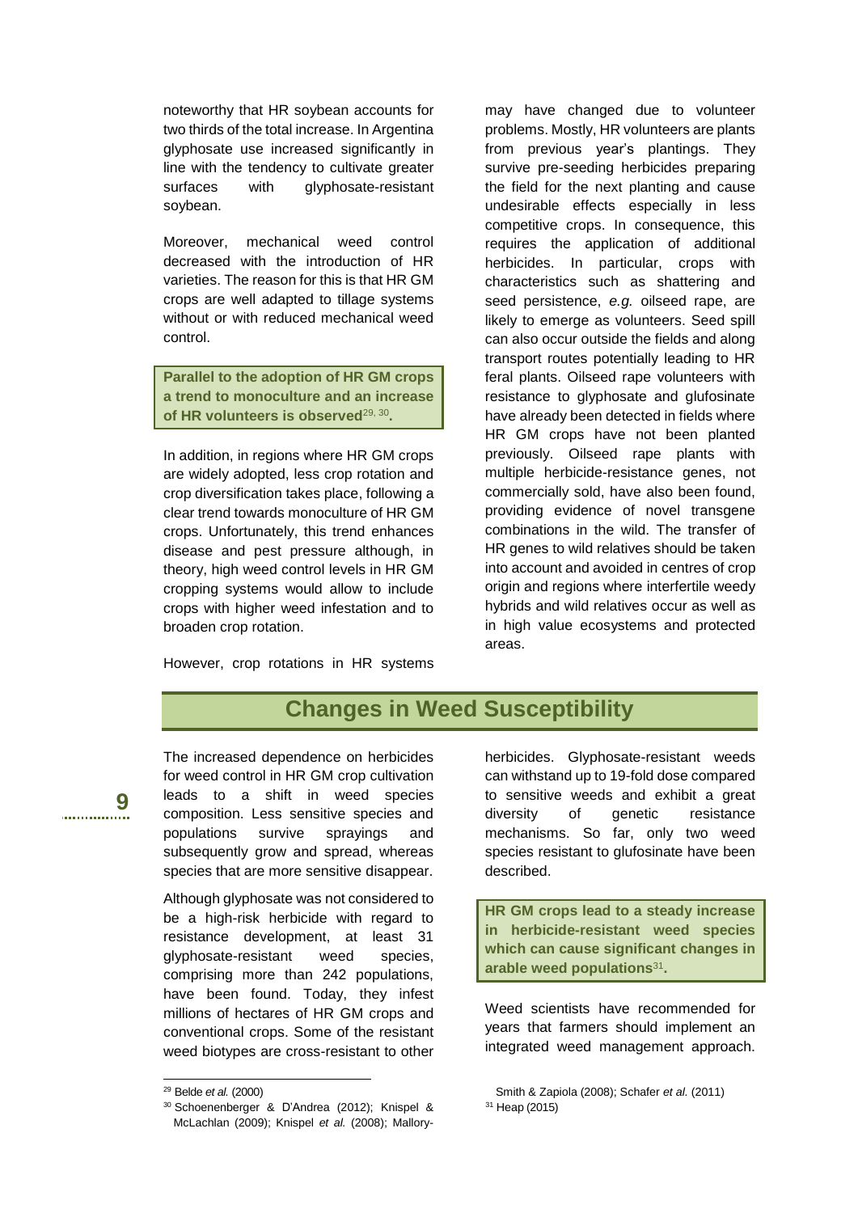noteworthy that HR soybean accounts for two thirds of the total increase. In Argentina glyphosate use increased significantly in line with the tendency to cultivate greater surfaces with glyphosate-resistant soybean.

Moreover, mechanical weed control decreased with the introduction of HR varieties. The reason for this is that HR GM crops are well adapted to tillage systems without or with reduced mechanical weed control.

**Parallel to the adoption of HR GM crops a trend to monoculture and an increase of HR volunteers is observed[29, 30].**

In addition, in regions where HR GM crops are widely adopted, less crop rotation and crop diversification takes place, following a clear trend towards monoculture of HR GM crops. Unfortunately, this trend enhances disease and pest pressure although, in theory, high weed control levels in HR GM cropping systems would allow to include crops with higher weed infestation and to broaden crop rotation.

However, crop rotations in HR systems may have changed due to volunteer problems. Mostly, HR volunteers are plants from previous year's plantings. They survive pre-seeding herbicides preparing the field for the next planting and cause undesirable effects especially in less competitive crops. In consequence, this requires the application of additional herbicides. In particular, crops with characteristics such as shattering and seed persistence, *e.g.* oilseed rape, are likely to emerge as volunteers. Seed spill can also occur outside the fields and along transport routes potentially leading to HR feral plants. Oilseed rape volunteers with resistance to glyphosate and glufosinate have already been detected in fields where HR GM crops have not been planted previously. Oilseed rape plants with multiple herbicide-resistance genes, not commercially sold, have also been found, providing evidence of novel transgene combinations in the wild. The transfer of HR genes to wild relatives should be taken into account and avoided in centres of crop origin and regions where interfertile weedy hybrids and wild relatives occur as well as in high value ecosystems and protected areas.

## Changes in Weed Susceptibility

The increased dependence on herbicides for weed control in HR GM crop cultivation leads to a shift in weed species composition. Less sensitive species and populations survive sprayings and subsequently grow and spread, whereas species that are more sensitive disappear.

Although glyphosate was not considered to be a high-risk herbicide with regard to resistance development, at least 31 glyphosate-resistant weed species, comprising more than 242 populations, have been found. Today, they infest millions of hectares of HR GM crops and conventional crops. Some of the resistant weed biotypes are cross-resistant to other herbicides. Glyphosate-resistant weeds can withstand up to 19-fold dose compared to sensitive weeds and exhibit a great diversity of genetic resistance mechanisms. So far, only two weed species resistant to glufosinate have been described.

**HR GM crops lead to a steady increase in herbicide-resistant weed species which can cause significant changes in arable weed populations[31].**

Weed scientists have recommended for years that farmers should implement an integrated weed management approach.

---

[29] Belde *et al.* (2000)

[30] Schoenenberger & D'Andrea (2012); Knispel & McLachlan (2009); Knispel *et al.* (2008); Mallory-Smith & Zapiola (2008); Schafer *et al.* (2011)

[31] Heap (2015)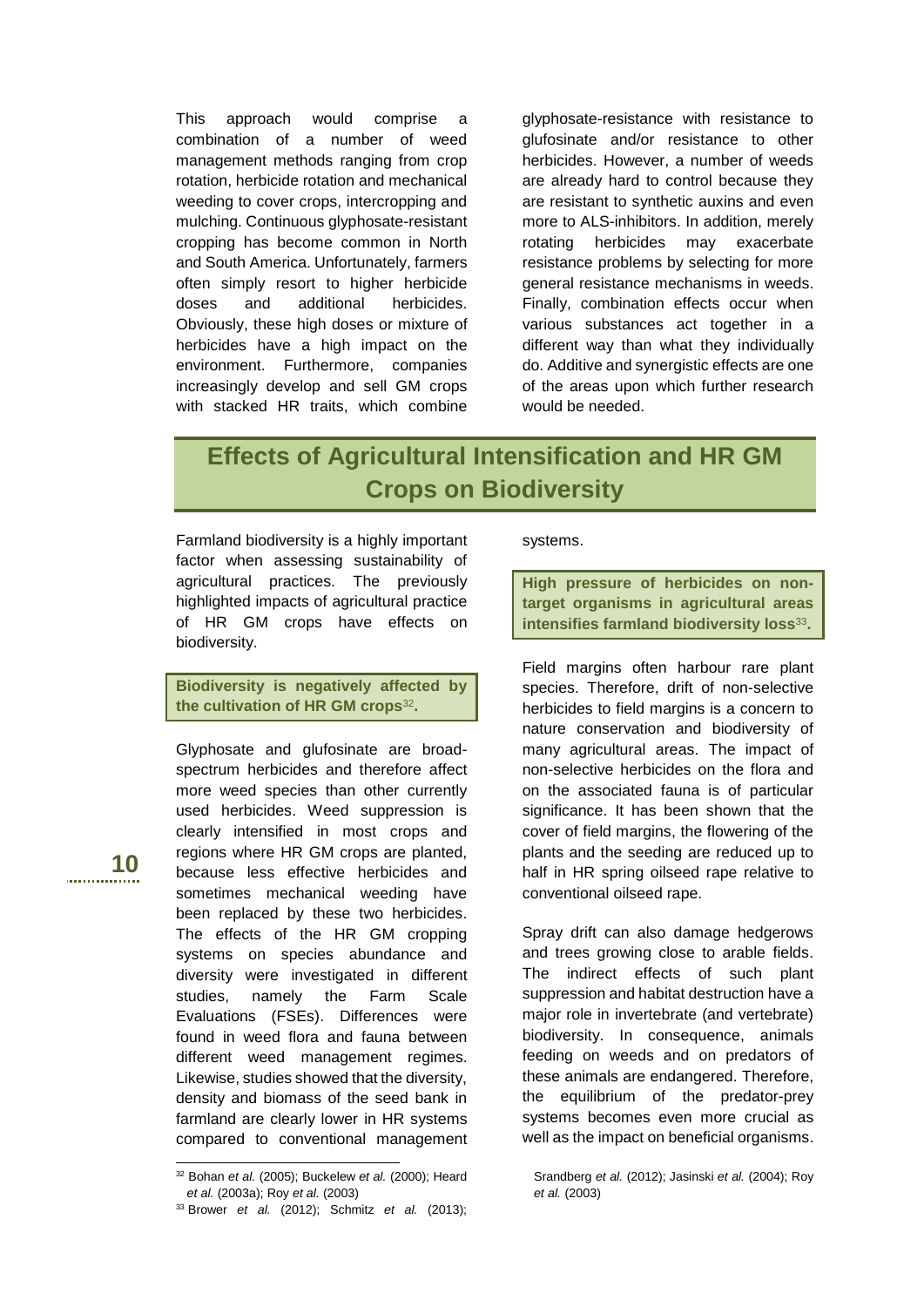This approach would comprise a combination of a number of weed management methods ranging from crop rotation, herbicide rotation and mechanical weeding to cover crops, intercropping and mulching. Continuous glyphosate-resistant cropping has become common in North and South America. Unfortunately, farmers often simply resort to higher herbicide doses and additional herbicides. Obviously, these high doses or mixture of herbicides have a high impact on the environment. Furthermore, companies increasingly develop and sell GM crops with stacked HR traits, which combine glyphosate-resistance with resistance to glufosinate and/or resistance to other herbicides. However, a number of weeds are already hard to control because they are resistant to synthetic auxins and even more to ALS-inhibitors. In addition, merely rotating herbicides may exacerbate resistance problems by selecting for more general resistance mechanisms in weeds. Finally, combination effects occur when various substances act together in a different way than what they individually do. Additive and synergistic effects are one of the areas upon which further research would be needed.

## Effects of Agricultural Intensification and HR GM Crops on Biodiversity

Farmland biodiversity is a highly important factor when assessing sustainability of agricultural practices. The previously highlighted impacts of agricultural practice of HR GM crops have effects on biodiversity.

**Biodiversity is negatively affected by the cultivation of HR GM crops[32].**

Glyphosate and glufosinate are broad-spectrum herbicides and therefore affect more weed species than other currently used herbicides. Weed suppression is clearly intensified in most crops and regions where HR GM crops are planted, because less effective herbicides and sometimes mechanical weeding have been replaced by these two herbicides. The effects of the HR GM cropping systems on species abundance and diversity were investigated in different studies, namely the Farm Scale Evaluations (FSEs). Differences were found in weed flora and fauna between different weed management regimes. Likewise, studies showed that the diversity, density and biomass of the seed bank in farmland are clearly lower in HR systems compared to conventional management systems.

**High pressure of herbicides on non-target organisms in agricultural areas intensifies farmland biodiversity loss[33].**

Field margins often harbour rare plant species. Therefore, drift of non-selective herbicides to field margins is a concern to nature conservation and biodiversity of many agricultural areas. The impact of non-selective herbicides on the flora and on the associated fauna is of particular significance. It has been shown that the cover of field margins, the flowering of the plants and the seeding are reduced up to half in HR spring oilseed rape relative to conventional oilseed rape.

Spray drift can also damage hedgerows and trees growing close to arable fields. The indirect effects of such plant suppression and habitat destruction have a major role in invertebrate (and vertebrate) biodiversity. In consequence, animals feeding on weeds and on predators of these animals are endangered. Therefore, the equilibrium of the predator-prey systems becomes even more crucial as well as the impact on beneficial organisms.

---

[32] Bohan *et al.* (2005); Buckelew *et al.* (2000); Heard *et al.* (2003a); Roy *et al.* (2003)

[33] Brower *et al.* (2012); Schmitz *et al.* (2013); Srandberg *et al.* (2012); Jasinski *et al.* (2004); Roy *et al.* (2003)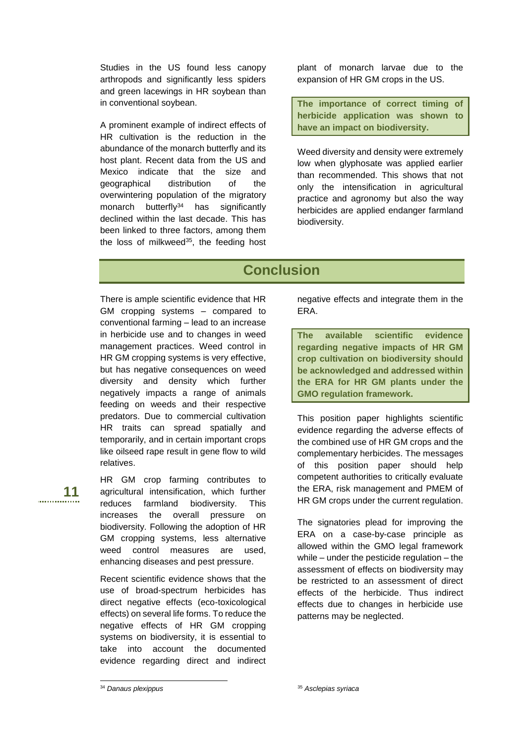Studies in the US found less canopy arthropods and significantly less spiders and green lacewings in HR soybean than in conventional soybean.

A prominent example of indirect effects of HR cultivation is the reduction in the abundance of the monarch butterfly and its host plant. Recent data from the US and Mexico indicate that the size and geographical distribution of the overwintering population of the migratory monarch butterfly[34] has significantly declined within the last decade. This has been linked to three factors, among them the loss of milkweed[35], the feeding host plant of monarch larvae due to the expansion of HR GM crops in the US.

**The importance of correct timing of herbicide application was shown to have an impact on biodiversity.**

Weed diversity and density were extremely low when glyphosate was applied earlier than recommended. This shows that not only the intensification in agricultural practice and agronomy but also the way herbicides are applied endanger farmland biodiversity.

## Conclusion

There is ample scientific evidence that HR GM cropping systems – compared to conventional farming – lead to an increase in herbicide use and to changes in weed management practices. Weed control in HR GM cropping systems is very effective, but has negative consequences on weed diversity and density which further negatively impacts a range of animals feeding on weeds and their respective predators. Due to commercial cultivation HR traits can spread spatially and temporarily, and in certain important crops like oilseed rape result in gene flow to wild relatives.

HR GM crop farming contributes to agricultural intensification, which further reduces farmland biodiversity. This increases the overall pressure on biodiversity. Following the adoption of HR GM cropping systems, less alternative weed control measures are used, enhancing diseases and pest pressure.

Recent scientific evidence shows that the use of broad-spectrum herbicides has direct negative effects (eco-toxicological effects) on several life forms. To reduce the negative effects of HR GM cropping systems on biodiversity, it is essential to take into account the documented evidence regarding direct and indirect negative effects and integrate them in the ERA.

**The available scientific evidence regarding negative impacts of HR GM crop cultivation on biodiversity should be acknowledged and addressed within the ERA for HR GM plants under the GMO regulation framework.**

This position paper highlights scientific evidence regarding the adverse effects of the combined use of HR GM crops and the complementary herbicides. The messages of this position paper should help competent authorities to critically evaluate the ERA, risk management and PMEM of HR GM crops under the current regulation.

The signatories plead for improving the ERA on a case-by-case principle as allowed within the GMO legal framework while – under the pesticide regulation – the assessment of effects on biodiversity may be restricted to an assessment of direct effects of the herbicide. Thus indirect effects due to changes in herbicide use patterns may be neglected.

---

[34] *Danaus plexippus*

[35] *Asclepias syriaca*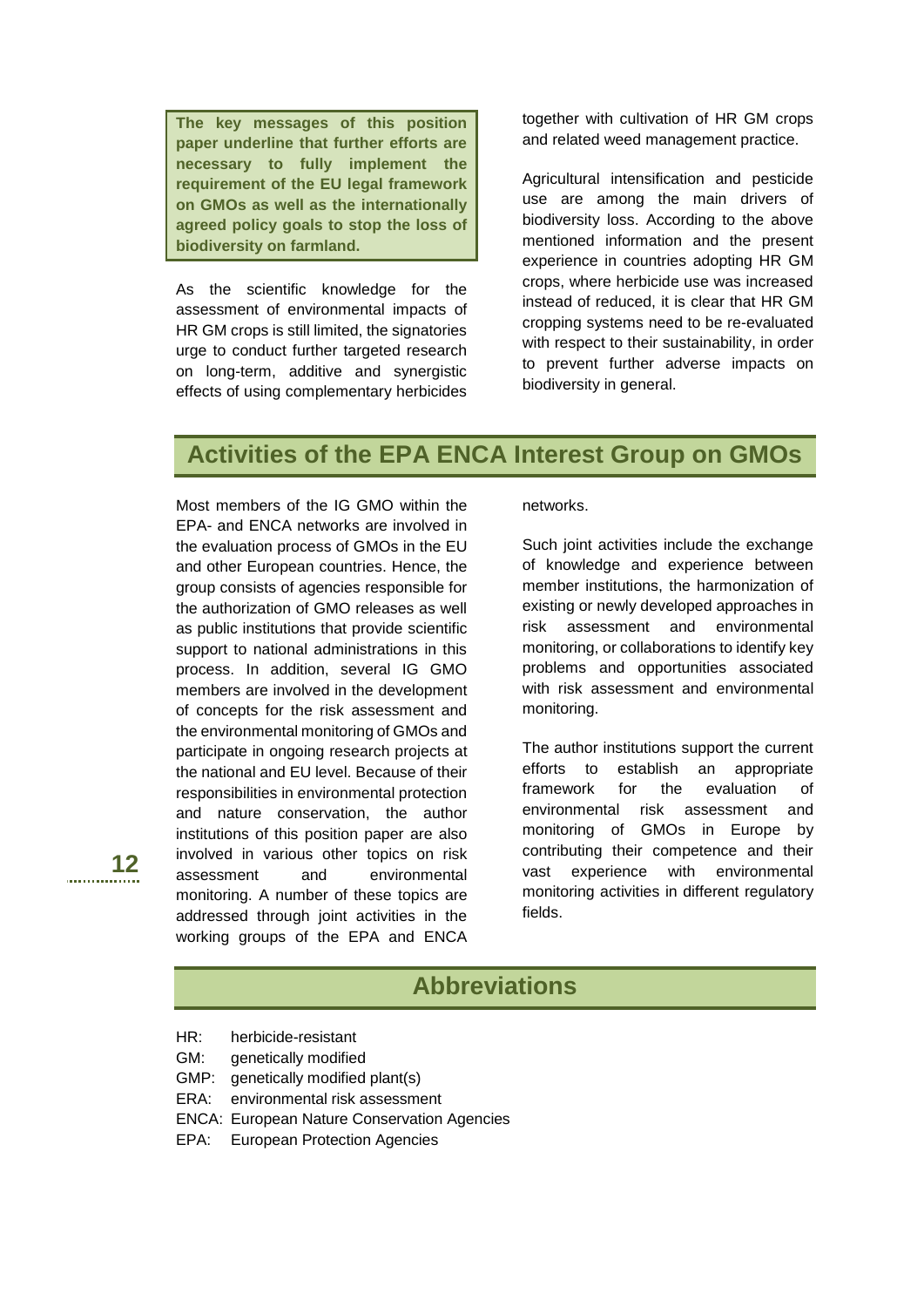**The key messages of this position paper underline that further efforts are necessary to fully implement the requirement of the EU legal framework on GMOs as well as the internationally agreed policy goals to stop the loss of biodiversity on farmland.**

As the scientific knowledge for the assessment of environmental impacts of HR GM crops is still limited, the signatories urge to conduct further targeted research on long-term, additive and synergistic effects of using complementary herbicides together with cultivation of HR GM crops and related weed management practice.

Agricultural intensification and pesticide use are among the main drivers of biodiversity loss. According to the above mentioned information and the present experience in countries adopting HR GM crops, where herbicide use was increased instead of reduced, it is clear that HR GM cropping systems need to be re-evaluated with respect to their sustainability, in order to prevent further adverse impacts on biodiversity in general.

## Activities of the EPA ENCA Interest Group on GMOs

Most members of the IG GMO within the EPA- and ENCA networks are involved in the evaluation process of GMOs in the EU and other European countries. Hence, the group consists of agencies responsible for the authorization of GMO releases as well as public institutions that provide scientific support to national administrations in this process. In addition, several IG GMO members are involved in the development of concepts for the risk assessment and the environmental monitoring of GMOs and participate in ongoing research projects at the national and EU level. Because of their responsibilities in environmental protection and nature conservation, the author institutions of this position paper are also involved in various other topics on risk assessment and environmental monitoring. A number of these topics are addressed through joint activities in the working groups of the EPA and ENCA networks.

Such joint activities include the exchange of knowledge and experience between member institutions, the harmonization of existing or newly developed approaches in risk assessment and environmental monitoring, or collaborations to identify key problems and opportunities associated with risk assessment and environmental monitoring.

The author institutions support the current efforts to establish an appropriate framework for the evaluation of environmental risk assessment and monitoring of GMOs in Europe by contributing their competence and their vast experience with environmental monitoring activities in different regulatory fields.

## Abbreviations

HR: herbicide-resistant
GM: genetically modified
GMP: genetically modified plant(s)
ERA: environmental risk assessment
ENCA: European Nature Conservation Agencies
EPA: European Protection Agencies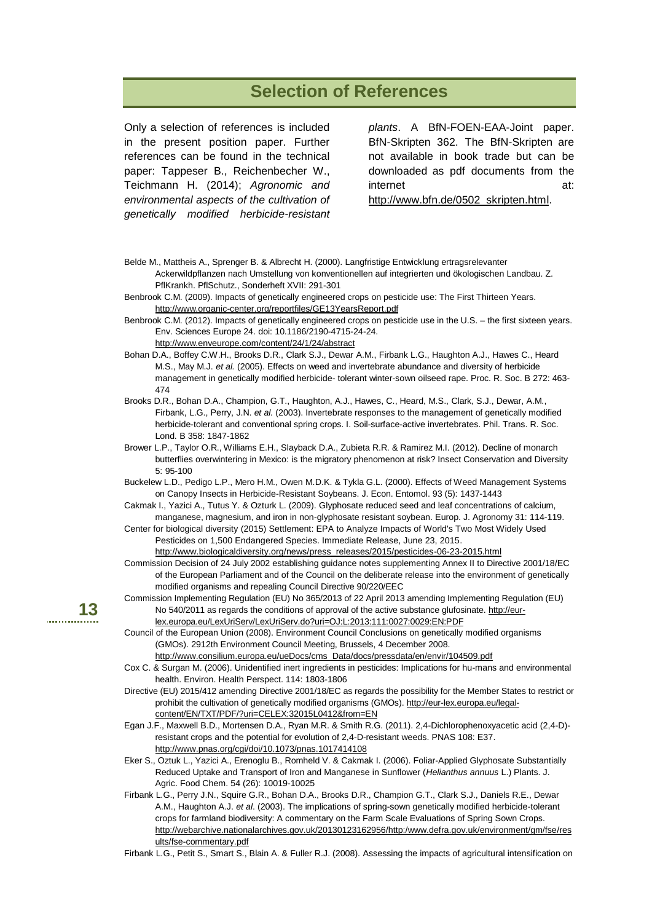## Selection of References

Only a selection of references is included in the present position paper. Further references can be found in the technical paper: Tappeser B., Reichenbecher W., Teichmann H. (2014); *Agronomic and environmental aspects of the cultivation of genetically modified herbicide-resistant plants*. A BfN-FOEN-EAA-Joint paper. BfN-Skripten 362. The BfN-Skripten are not available in book trade but can be downloaded as pdf documents from the internet at: http://www.bfn.de/0502_skripten.html.

Belde M., Mattheis A., Sprenger B. & Albrecht H. (2000). Langfristige Entwicklung ertragsrelevanter Ackerwildpflanzen nach Umstellung von konventionellen auf integrierten und ökologischen Landbau. Z. PflKrankh. PflSchutz., Sonderheft XVII: 291-301

Benbrook C.M. (2009). Impacts of genetically engineered crops on pesticide use: The First Thirteen Years. http://www.organic-center.org/reportfiles/GE13YearsReport.pdf

Benbrook C.M. (2012). Impacts of genetically engineered crops on pesticide use in the U.S. – the first sixteen years. Env. Sciences Europe 24. doi: 10.1186/2190-4715-24-24. http://www.enveurope.com/content/24/1/24/abstract

Bohan D.A., Boffey C.W.H., Brooks D.R., Clark S.J., Dewar A.M., Firbank L.G., Haughton A.J., Hawes C., Heard M.S., May M.J. *et al.* (2005). Effects on weed and invertebrate abundance and diversity of herbicide management in genetically modified herbicide- tolerant winter-sown oilseed rape. Proc. R. Soc. B 272: 463-474

Brooks D.R., Bohan D.A., Champion, G.T., Haughton, A.J., Hawes, C., Heard, M.S., Clark, S.J., Dewar, A.M., Firbank, L.G., Perry, J.N. *et al.* (2003). Invertebrate responses to the management of genetically modified herbicide-tolerant and conventional spring crops. I. Soil-surface-active invertebrates. Phil. Trans. R. Soc. Lond. B 358: 1847-1862

Brower L.P., Taylor O.R., Williams E.H., Slayback D.A., Zubieta R.R. & Ramirez M.I. (2012). Decline of monarch butterflies overwintering in Mexico: is the migratory phenomenon at risk? Insect Conservation and Diversity 5: 95-100

Buckelew L.D., Pedigo L.P., Mero H.M., Owen M.D.K. & Tykla G.L. (2000). Effects of Weed Management Systems on Canopy Insects in Herbicide-Resistant Soybeans. J. Econ. Entomol. 93 (5): 1437-1443

Cakmak I., Yazici A., Tutus Y. & Ozturk L. (2009). Glyphosate reduced seed and leaf concentrations of calcium, manganese, magnesium, and iron in non-glyphosate resistant soybean. Europ. J. Agronomy 31: 114-119.

Center for biological diversity (2015) Settlement: EPA to Analyze Impacts of World's Two Most Widely Used Pesticides on 1,500 Endangered Species. Immediate Release, June 23, 2015. http://www.biologicaldiversity.org/news/press_releases/2015/pesticides-06-23-2015.html

Commission Decision of 24 July 2002 establishing guidance notes supplementing Annex II to Directive 2001/18/EC of the European Parliament and of the Council on the deliberate release into the environment of genetically modified organisms and repealing Council Directive 90/220/EEC

Commission Implementing Regulation (EU) No 365/2013 of 22 April 2013 amending Implementing Regulation (EU) No 540/2011 as regards the conditions of approval of the active substance glufosinate. http://eur-lex.europa.eu/LexUriServ/LexUriServ.do?uri=OJ:L:2013:111:0027:0029:EN:PDF

Council of the European Union (2008). Environment Council Conclusions on genetically modified organisms (GMOs). 2912th Environment Council Meeting, Brussels, 4 December 2008. http://www.consilium.europa.eu/ueDocs/cms_Data/docs/pressdata/en/envir/104509.pdf

Cox C. & Surgan M. (2006). Unidentified inert ingredients in pesticides: Implications for hu-mans and environmental health. Environ. Health Perspect. 114: 1803-1806

Directive (EU) 2015/412 amending Directive 2001/18/EC as regards the possibility for the Member States to restrict or prohibit the cultivation of genetically modified organisms (GMOs). http://eur-lex.europa.eu/legal-content/EN/TXT/PDF/?uri=CELEX:32015L0412&from=EN

Egan J.F., Maxwell B.D., Mortensen D.A., Ryan M.R. & Smith R.G. (2011). 2,4-Dichlorophenoxyacetic acid (2,4-D)-resistant crops and the potential for evolution of 2,4-D-resistant weeds. PNAS 108: E37. http://www.pnas.org/cgi/doi/10.1073/pnas.1017414108

Eker S., Oztuk L., Yazici A., Erenoglu B., Romheld V. & Cakmak I. (2006). Foliar-Applied Glyphosate Substantially Reduced Uptake and Transport of Iron and Manganese in Sunflower (*Helianthus annuus* L.) Plants. J. Agric. Food Chem. 54 (26): 10019-10025

Firbank L.G., Perry J.N., Squire G.R., Bohan D.A., Brooks D.R., Champion G.T., Clark S.J., Daniels R.E., Dewar A.M., Haughton A.J. *et al*. (2003). The implications of spring-sown genetically modified herbicide-tolerant crops for farmland biodiversity: A commentary on the Farm Scale Evaluations of Spring Sown Crops. http://webarchive.nationalarchives.gov.uk/20130123162956/http:/www.defra.gov.uk/environment/gm/fse/results/fse-commentary.pdf

Firbank L.G., Petit S., Smart S., Blain A. & Fuller R.J. (2008). Assessing the impacts of agricultural intensification on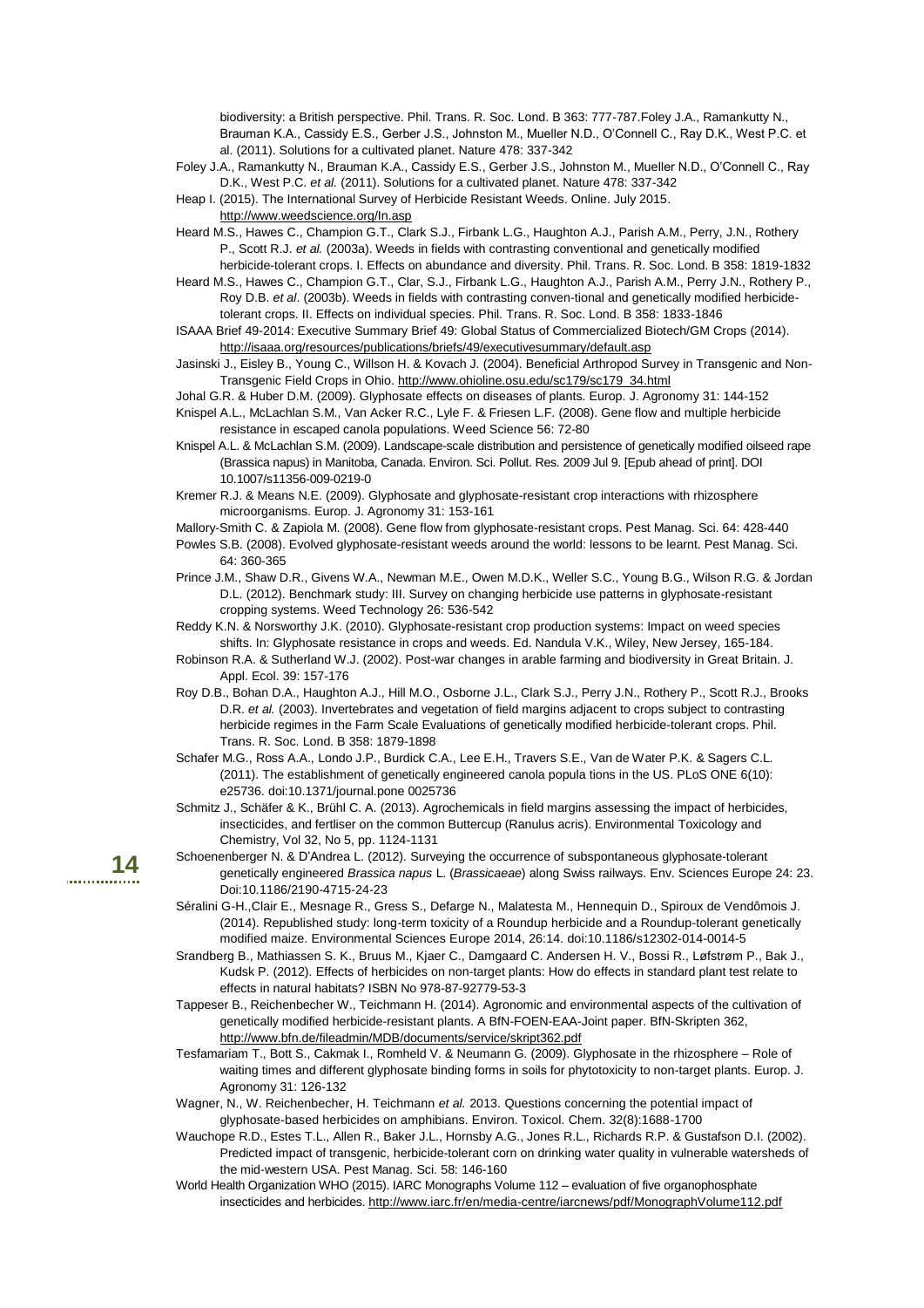biodiversity: a British perspective. Phil. Trans. R. Soc. Lond. B 363: 777-787.Foley J.A., Ramankutty N., Brauman K.A., Cassidy E.S., Gerber J.S., Johnston M., Mueller N.D., O'Connell C., Ray D.K., West P.C. et al. (2011). Solutions for a cultivated planet. Nature 478: 337-342

Foley J.A., Ramankutty N., Brauman K.A., Cassidy E.S., Gerber J.S., Johnston M., Mueller N.D., O'Connell C., Ray D.K., West P.C. *et al.* (2011). Solutions for a cultivated planet. Nature 478: 337-342

Heap I. (2015). The International Survey of Herbicide Resistant Weeds. Online. July 2015. http://www.weedscience.org/In.asp

Heard M.S., Hawes C., Champion G.T., Clark S.J., Firbank L.G., Haughton A.J., Parish A.M., Perry, J.N., Rothery P., Scott R.J. *et al.* (2003a). Weeds in fields with contrasting conventional and genetically modified herbicide-tolerant crops. I. Effects on abundance and diversity. Phil. Trans. R. Soc. Lond. B 358: 1819-1832

Heard M.S., Hawes C., Champion G.T., Clar, S.J., Firbank L.G., Haughton A.J., Parish A.M., Perry J.N., Rothery P., Roy D.B. *et al*. (2003b). Weeds in fields with contrasting conven-tional and genetically modified herbicide-tolerant crops. II. Effects on individual species. Phil. Trans. R. Soc. Lond. B 358: 1833-1846

ISAAA Brief 49-2014: Executive Summary Brief 49: Global Status of Commercialized Biotech/GM Crops (2014). http://isaaa.org/resources/publications/briefs/49/executivesummary/default.asp

Jasinski J., Eisley B., Young C., Willson H. & Kovach J. (2004). Beneficial Arthropod Survey in Transgenic and Non-Transgenic Field Crops in Ohio. http://www.ohioline.osu.edu/sc179/sc179_34.html

Johal G.R. & Huber D.M. (2009). Glyphosate effects on diseases of plants. Europ. J. Agronomy 31: 144-152

Knispel A.L., McLachlan S.M., Van Acker R.C., Lyle F. & Friesen L.F. (2008). Gene flow and multiple herbicide resistance in escaped canola populations. Weed Science 56: 72-80

Knispel A.L. & McLachlan S.M. (2009). Landscape-scale distribution and persistence of genetically modified oilseed rape (Brassica napus) in Manitoba, Canada. Environ. Sci. Pollut. Res. 2009 Jul 9. [Epub ahead of print]. DOI 10.1007/s11356-009-0219-0

Kremer R.J. & Means N.E. (2009). Glyphosate and glyphosate-resistant crop interactions with rhizosphere microorganisms. Europ. J. Agronomy 31: 153-161

Mallory-Smith C. & Zapiola M. (2008). Gene flow from glyphosate-resistant crops. Pest Manag. Sci. 64: 428-440

Powles S.B. (2008). Evolved glyphosate-resistant weeds around the world: lessons to be learnt. Pest Manag. Sci. 64: 360-365

Prince J.M., Shaw D.R., Givens W.A., Newman M.E., Owen M.D.K., Weller S.C., Young B.G., Wilson R.G. & Jordan D.L. (2012). Benchmark study: III. Survey on changing herbicide use patterns in glyphosate-resistant cropping systems. Weed Technology 26: 536-542

Reddy K.N. & Norsworthy J.K. (2010). Glyphosate-resistant crop production systems: Impact on weed species shifts. In: Glyphosate resistance in crops and weeds. Ed. Nandula V.K., Wiley, New Jersey, 165-184.

Robinson R.A. & Sutherland W.J. (2002). Post-war changes in arable farming and biodiversity in Great Britain. J. Appl. Ecol. 39: 157-176

Roy D.B., Bohan D.A., Haughton A.J., Hill M.O., Osborne J.L., Clark S.J., Perry J.N., Rothery P., Scott R.J., Brooks D.R. *et al.* (2003). Invertebrates and vegetation of field margins adjacent to crops subject to contrasting herbicide regimes in the Farm Scale Evaluations of genetically modified herbicide-tolerant crops. Phil. Trans. R. Soc. Lond. B 358: 1879-1898

Schafer M.G., Ross A.A., Londo J.P., Burdick C.A., Lee E.H., Travers S.E., Van de Water P.K. & Sagers C.L. (2011). The establishment of genetically engineered canola popula tions in the US. PLoS ONE 6(10): e25736. doi:10.1371/journal.pone 0025736

Schmitz J., Schäfer & K., Brühl C. A. (2013). Agrochemicals in field margins assessing the impact of herbicides, insecticides, and fertliser on the common Buttercup (Ranulus acris). Environmental Toxicology and Chemistry, Vol 32, No 5, pp. 1124-1131

Schoenenberger N. & D'Andrea L. (2012). Surveying the occurrence of subspontaneous glyphosate-tolerant genetically engineered *Brassica napus* L. (*Brassicaeae*) along Swiss railways. Env. Sciences Europe 24: 23. Doi:10.1186/2190-4715-24-23

Séralini G-H.,Clair E., Mesnage R., Gress S., Defarge N., Malatesta M., Hennequin D., Spiroux de Vendômois J. (2014). Republished study: long-term toxicity of a Roundup herbicide and a Roundup-tolerant genetically modified maize. Environmental Sciences Europe 2014, 26:14. doi:10.1186/s12302-014-0014-5

Srandberg B., Mathiassen S. K., Bruus M., Kjaer C., Damgaard C. Andersen H. V., Bossi R., Løfstrøm P., Bak J., Kudsk P. (2012). Effects of herbicides on non-target plants: How do effects in standard plant test relate to effects in natural habitats? ISBN No 978-87-92779-53-3

Tappeser B., Reichenbecher W., Teichmann H. (2014). Agronomic and environmental aspects of the cultivation of genetically modified herbicide-resistant plants. A BfN-FOEN-EAA-Joint paper. BfN-Skripten 362, http://www.bfn.de/fileadmin/MDB/documents/service/skript362.pdf

Tesfamariam T., Bott S., Cakmak I., Romheld V. & Neumann G. (2009). Glyphosate in the rhizosphere – Role of waiting times and different glyphosate binding forms in soils for phytotoxicity to non-target plants. Europ. J. Agronomy 31: 126-132

Wagner, N., W. Reichenbecher, H. Teichmann *et al.* 2013. Questions concerning the potential impact of glyphosate-based herbicides on amphibians. Environ. Toxicol. Chem. 32(8):1688-1700

Wauchope R.D., Estes T.L., Allen R., Baker J.L., Hornsby A.G., Jones R.L., Richards R.P. & Gustafson D.I. (2002). Predicted impact of transgenic, herbicide-tolerant corn on drinking water quality in vulnerable watersheds of the mid-western USA. Pest Manag. Sci. 58: 146-160

World Health Organization WHO (2015). IARC Monographs Volume 112 – evaluation of five organophosphate insecticides and herbicides. http://www.iarc.fr/en/media-centre/iarcnews/pdf/MonographVolume112.pdf